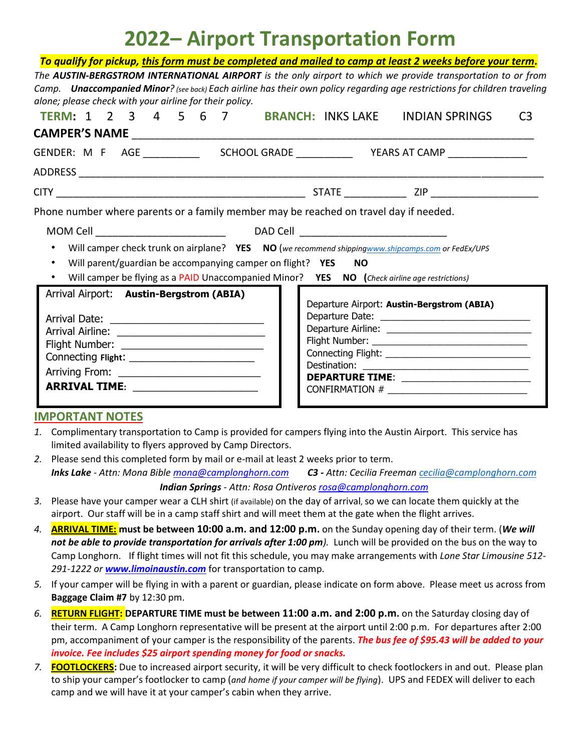# 2022– Airport Transportation Form

***To qualify for pickup, this form must be completed and mailed to camp at least 2 weeks before your term.***

*The **AUSTIN-BERGSTROM INTERNATIONAL AIRPORT** is the only airport to which we provide transportation to or from Camp. **Unaccompanied Minor**? (see back) Each airline has their own policy regarding age restrictions for children traveling alone; please check with your airline for their policy.*

**TERM:** 1 2 3 4 5 6 7 **BRANCH:** INKS LAKE INDIAN SPRINGS C3

**CAMPER'S NAME** ________________________________________________________________

GENDER: M F AGE __________ SCHOOL GRADE __________ YEARS AT CAMP ______________

ADDRESS ________________________________________________________________________

CITY ____________________________________________ STATE ___________ ZIP ___________________

Phone number where parents or a family member may be reached on travel day if needed.

MOM Cell _______________________ DAD Cell __________________________

- Will camper check trunk on airplane? **YES** **NO** (*we recommend shipping www.shipcamps.com or FedEx/UPS*
- Will parent/guardian be accompanying camper on flight? **YES** **NO**
- Will camper be flying as a PAID Unaccompanied Minor? **YES** **NO** (*Check airline age restrictions)*

Arrival Airport: **Austin-Bergstrom (ABIA)**

Arrival Date: ____________________________
Arrival Airline: ___________________________
Flight Number: ___________________________
Connecting **Flight**: ______________________
Arriving From: ___________________________
**ARRIVAL TIME**: ______________________

Departure Airport: **Austin-Bergstrom (ABIA)**
Departure Date: ___________________________
Departure Airline: __________________________
Flight Number: _____________________________
Connecting Flight: ___________________________
Destination: ________________________________
**DEPARTURE TIME**: ________________________
CONFIRMATION # __________________________

## IMPORTANT NOTES

1. Complimentary transportation to Camp is provided for campers flying into the Austin Airport. This service has limited availability to flyers approved by Camp Directors.
2. Please send this completed form by mail or e-mail at least 2 weeks prior to term.
   ***Inks Lake** - Attn: Mona Bible mona@camplonghorn.com* ***C3** - Attn: Cecilia Freeman cecilia@camplonghorn.com*
   ***Indian Springs** - Attn: Rosa Ontiveros rosa@camplonghorn.com*
3. Please have your camper wear a CLH shirt (if available) on the day of arrival, so we can locate them quickly at the airport. Our staff will be in a camp staff shirt and will meet them at the gate when the flight arrives.
4. **ARRIVAL TIME: must be between 10:00 a.m. and 12:00 p.m.** on the Sunday opening day of their term. (***We will not be able to provide transportation for arrivals after 1:00 pm***). Lunch will be provided on the bus on the way to Camp Longhorn. If flight times will not fit this schedule, you may make arrangements with *Lone Star Limousine 512-291-1222 or **www.limoinaustin.com*** for transportation to camp.
5. If your camper will be flying in with a parent or guardian, please indicate on form above. Please meet us across from **Baggage Claim #7** by 12:30 pm.
6. **RETURN FLIGHT: DEPARTURE TIME must be between 11:00 a.m. and 2:00 p.m.** on the Saturday closing day of their term. A Camp Longhorn representative will be present at the airport until 2:00 p.m. For departures after 2:00 pm, accompaniment of your camper is the responsibility of the parents. ***The bus fee of $95.43 will be added to your invoice. Fee includes $25 airport spending money for food or snacks.***
7. **FOOTLOCKERS:** Due to increased airport security, it will be very difficult to check footlockers in and out. Please plan to ship your camper's footlocker to camp (*and home if your camper will be flying*). UPS and FEDEX will deliver to each camp and we will have it at your camper's cabin when they arrive.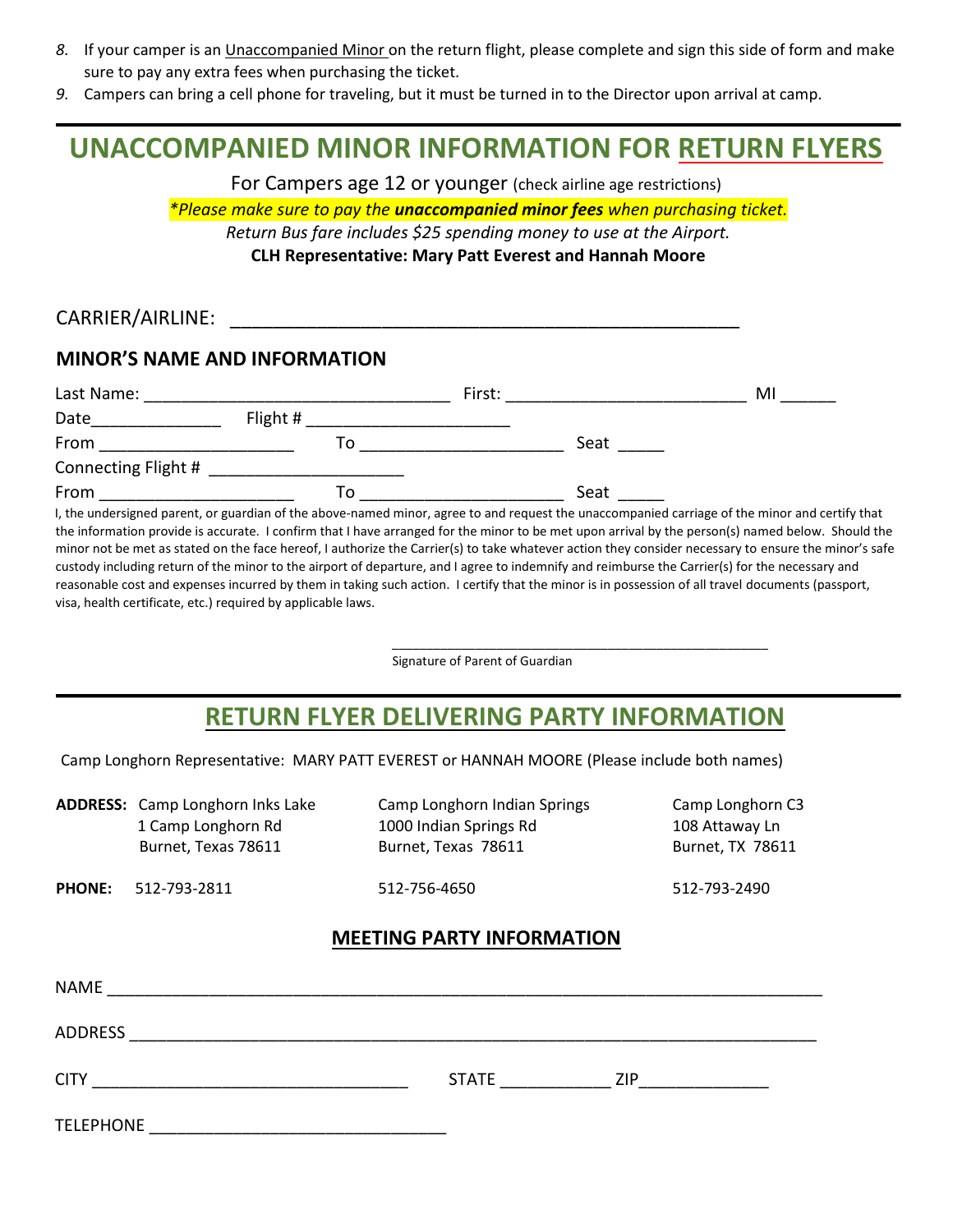8. If your camper is an Unaccompanied Minor on the return flight, please complete and sign this side of form and make sure to pay any extra fees when purchasing the ticket.
9. Campers can bring a cell phone for traveling, but it must be turned in to the Director upon arrival at camp.

# UNACCOMPANIED MINOR INFORMATION FOR RETURN FLYERS

For Campers age 12 or younger (check airline age restrictions)

*\*Please make sure to pay the **unaccompanied minor fees** when purchasing ticket.*

*Return Bus fare includes $25 spending money to use at the Airport.*

**CLH Representative: Mary Patt Everest and Hannah Moore**

CARRIER/AIRLINE: ______________________________________________

**MINOR'S NAME AND INFORMATION**

Last Name: ______________________________ First: ________________________ MI ______

Date______________ Flight # ____________________

From ____________________ To ____________________ Seat _____

Connecting Flight # ____________________

From ____________________ To ____________________ Seat _____

I, the undersigned parent, or guardian of the above-named minor, agree to and request the unaccompanied carriage of the minor and certify that the information provide is accurate. I confirm that I have arranged for the minor to be met upon arrival by the person(s) named below. Should the minor not be met as stated on the face hereof, I authorize the Carrier(s) to take whatever action they consider necessary to ensure the minor's safe custody including return of the minor to the airport of departure, and I agree to indemnify and reimburse the Carrier(s) for the necessary and reasonable cost and expenses incurred by them in taking such action. I certify that the minor is in possession of all travel documents (passport, visa, health certificate, etc.) required by applicable laws.

______________________________________________
Signature of Parent of Guardian

# RETURN FLYER DELIVERING PARTY INFORMATION

Camp Longhorn Representative: MARY PATT EVEREST or HANNAH MOORE (Please include both names)

| | | | |
|---|---|---|---|
| **ADDRESS:** | Camp Longhorn Inks Lake<br>1 Camp Longhorn Rd<br>Burnet, Texas 78611 | Camp Longhorn Indian Springs<br>1000 Indian Springs Rd<br>Burnet, Texas 78611 | Camp Longhorn C3<br>108 Attaway Ln<br>Burnet, TX 78611 |
| **PHONE:** | 512-793-2811 | 512-756-4650 | 512-793-2490 |

## MEETING PARTY INFORMATION

NAME ______________________________________________________________________

ADDRESS ____________________________________________________________________

CITY ______________________________ STATE ___________ ZIP_____________

TELEPHONE ______________________________